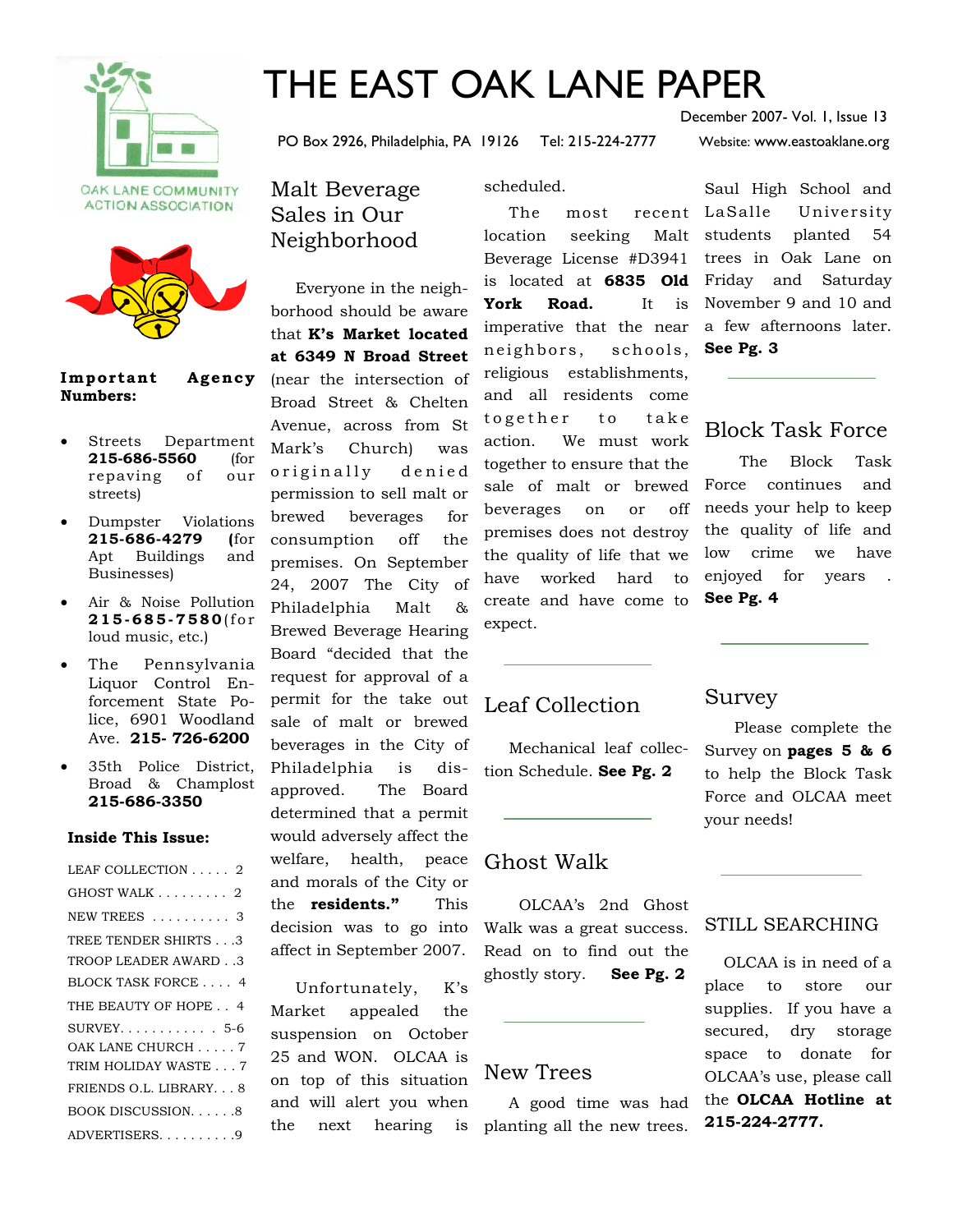# THE EAST OAK LANE PAPER

December 2007- Vol. 1, Issue 13

PO Box 2926, Philadelphia, PA 19126 Tel: 215-224-2777 Website: www.eastoaklane.org

OAK LANE COMMUNITY ACTION ASSOCIATION

**Important Agency Numbers:**

- Streets Department **215-686-5560** (for repaving of our streets)
- Dumpster Violations **215-686-4279** (for Apt Buildings and Businesses)
- Air & Noise Pollution **215-685-7580** (for loud music, etc.)
- The Pennsylvania Liquor Control Enforcement State Police, 6901 Woodland Ave. **215- 726-6200**
- 35th Police District, Broad & Champlost **215-686-3350**

**Inside This Issue:**

- LEAF COLLECTION . . . . . 2
- GHOST WALK . . . . . . . . . 2
- NEW TREES . . . . . . . . . . 3
- TREE TENDER SHIRTS . . .3
- TROOP LEADER AWARD . .3
- BLOCK TASK FORCE . . . . 4
- THE BEAUTY OF HOPE . . 4
- SURVEY. . . . . . . . . . . 5-6
- OAK LANE CHURCH . . . . . 7
- TRIM HOLIDAY WASTE . . . 7
- FRIENDS O.L. LIBRARY. . . 8
- BOOK DISCUSSION. . . . . .8
- ADVERTISERS. . . . . . . . .9

## Malt Beverage Sales in Our Neighborhood

Everyone in the neighborhood should be aware that **K's Market located at 6349 N Broad Street** (near the intersection of Broad Street & Chelten Avenue, across from St Mark's Church) was originally denied permission to sell malt or brewed beverages for consumption off the premises. On September 24, 2007 The City of Philadelphia Malt & Brewed Beverage Hearing Board "decided that the request for approval of a permit for the take out sale of malt or brewed beverages in the City of Philadelphia is disapproved. The Board determined that a permit would adversely affect the welfare, health, peace and morals of the City or the **residents."** This decision was to go into affect in September 2007.

Unfortunately, K's Market appealed the suspension on October 25 and WON. OLCAA is on top of this situation and will alert you when the next hearing is scheduled.

The most recent location seeking Malt Beverage License #D3941 is located at **6835 Old York Road.** It is imperative that the near neighbors, schools, religious establishments, and all residents come together to take action. We must work together to ensure that the sale of malt or brewed beverages on or off premises does not destroy the quality of life that we have worked hard to create and have come to expect.

## Leaf Collection

Mechanical leaf collection Schedule. **See Pg. 2**

## Ghost Walk

OLCAA's 2nd Ghost Walk was a great success. Read on to find out the ghostly story. **See Pg. 2**

## New Trees

A good time was had planting all the new trees. Saul High School and LaSalle University students planted 54 trees in Oak Lane on Friday and Saturday November 9 and 10 and a few afternoons later. **See Pg. 3**

## Block Task Force

The Block Task Force continues and needs your help to keep the quality of life and low crime we have enjoyed for years . **See Pg. 4**

## Survey

Please complete the Survey on **pages 5 & 6** to help the Block Task Force and OLCAA meet your needs!

## STILL SEARCHING

OLCAA is in need of a place to store our supplies. If you have a secured, dry storage space to donate for OLCAA's use, please call the **OLCAA Hotline at 215-224-2777.**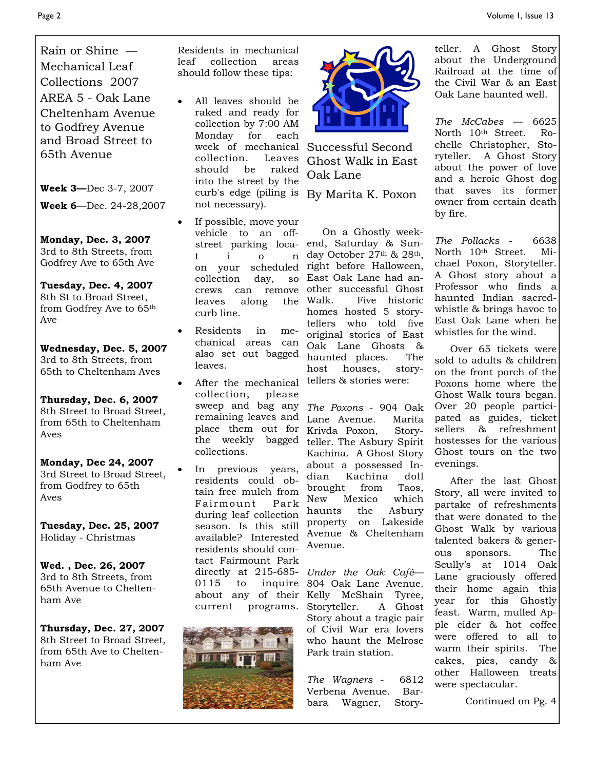## Rain or Shine — Mechanical Leaf Collections 2007

### AREA 5 - Oak Lane Cheltenham Avenue to Godfrey Avenue and Broad Street to 65th Avenue

**Week 3**—Dec 3-7, 2007

**Week 6**—Dec. 24-28,2007

**Monday, Dec. 3, 2007**
3rd to 8th Streets, from Godfrey Ave to 65th Ave

**Tuesday, Dec. 4, 2007**
8th St to Broad Street, from Godfrey Ave to 65th Ave

**Wednesday, Dec. 5, 2007**
3rd to 8th Streets, from 65th to Cheltenham Aves

**Thursday, Dec. 6, 2007**
8th Street to Broad Street, from 65th to Cheltenham Aves

**Monday, Dec 24, 2007**
3rd Street to Broad Street, from Godfrey to 65th Aves

**Tuesday, Dec. 25, 2007**
Holiday - Christmas

**Wed. , Dec. 26, 2007**
3rd to 8th Streets, from 65th Avenue to Cheltenham Ave

**Thursday, Dec. 27, 2007**
8th Street to Broad Street, from 65th Ave to Cheltenham Ave

Residents in mechanical leaf collection areas should follow these tips:

- All leaves should be raked and ready for collection by 7:00 AM Monday for each week of mechanical collection. Leaves should be raked into the street by the curb's edge (piling is not necessary).
- If possible, move your vehicle to an off-street parking location on your scheduled collection day, so crews can remove leaves along the curb line.
- Residents in mechanical areas can also set out bagged leaves.
- After the mechanical collection, please sweep and bag any remaining leaves and place them out for the weekly bagged collections.
- In previous years, residents could obtain free mulch from Fairmount Park during leaf collection season. Is this still available? Interested residents should contact Fairmount Park directly at 215-685-0115 to inquire about any of their current programs.

## Successful Second Ghost Walk in East Oak Lane

### By Marita K. Poxon

On a Ghostly weekend, Saturday & Sunday October 27th & 28th, right before Halloween, East Oak Lane had another successful Ghost Walk. Five historic homes hosted 5 storytellers who told five original stories of East Oak Lane Ghosts & haunted places. The host houses, storytellers & stories were:

*The Poxons* - 904 Oak Lane Avenue. Marita Krivda Poxon, Storyteller. The Asbury Spirit Kachina. A Ghost Story about a possessed Indian Kachina doll brought from Taos, New Mexico which haunts the Asbury property on Lakeside Avenue & Cheltenham Avenue.

*Under the Oak Café*—804 Oak Lane Avenue. Kelly McShain Tyree, Storyteller. A Ghost Story about a tragic pair of Civil War era lovers who haunt the Melrose Park train station.

*The Wagners* - 6812 Verbena Avenue. Barbara Wagner, Storyteller. A Ghost Story about the Underground Railroad at the time of the Civil War & an East Oak Lane haunted well.

*The McCabes* — 6625 North 10th Street. Rochelle Christopher, Storyteller. A Ghost Story about the power of love and a heroic Ghost dog that saves its former owner from certain death by fire.

*The Pollacks* - 6638 North 10th Street. Michael Poxon, Storyteller. A Ghost story about a Professor who finds a haunted Indian sacred-whistle & brings havoc to East Oak Lane when he whistles for the wind.

Over 65 tickets were sold to adults & children on the front porch of the Poxons home where the Ghost Walk tours began. Over 20 people participated as guides, ticket sellers & refreshment hostesses for the various Ghost tours on the two evenings.

After the last Ghost Story, all were invited to partake of refreshments that were donated to the Ghost Walk by various talented bakers & generous sponsors. The Scully's at 1014 Oak Lane graciously offered their home again this year for this Ghostly feast. Warm, mulled Apple cider & hot coffee were offered to all to warm their spirits. The cakes, pies, candy & other Halloween treats were spectacular.

Continued on Pg. 4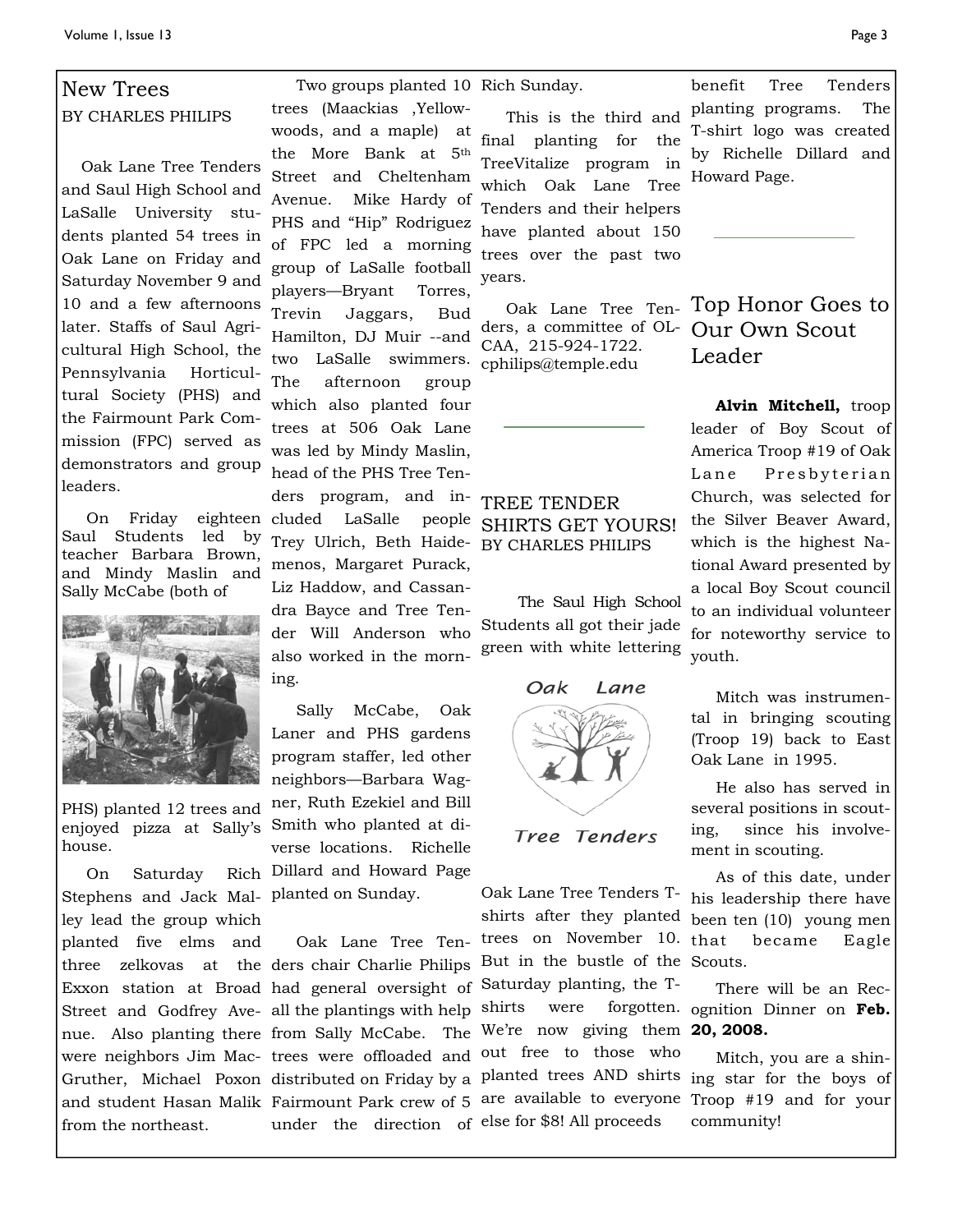## New Trees

BY CHARLES PHILIPS

Oak Lane Tree Tenders and Saul High School and LaSalle University students planted 54 trees in Oak Lane on Friday and Saturday November 9 and 10 and a few afternoons later. Staffs of Saul Agricultural High School, the Pennsylvania Horticultural Society (PHS) and the Fairmount Park Commission (FPC) served as demonstrators and group leaders.

On Friday eighteen Saul Students led by teacher Barbara Brown, and Mindy Maslin and Sally McCabe (both of PHS) planted 12 trees and enjoyed pizza at Sally's house.

On Saturday Rich Stephens and Jack Malley lead the group which planted five elms and three zelkovas at the Exxon station at Broad Street and Godfrey Avenue. Also planting there were neighbors Jim MacGruther, Michael Poxon and student Hasan Malik from the northeast.

Two groups planted 10 trees (Maackias ,Yellowwoods, and a maple) at the More Bank at 5th Street and Cheltenham Avenue. Mike Hardy of PHS and "Hip" Rodriguez of FPC led a morning group of LaSalle football players—Bryant Torres, Trevin Jaggars, Bud Hamilton, DJ Muir --and two LaSalle swimmers. The afternoon group which also planted four trees at 506 Oak Lane was led by Mindy Maslin, head of the PHS Tree Tenders program, and included LaSalle people Trey Ulrich, Beth Haidemenos, Margaret Purack, Liz Haddow, and Cassandra Bayce and Tree Tender Will Anderson who also worked in the morning.

Sally McCabe, Oak Laner and PHS gardens program staffer, led other neighbors—Barbara Wagner, Ruth Ezekiel and Bill Smith who planted at diverse locations. Richelle Dillard and Howard Page planted on Sunday.

Oak Lane Tree Tenders chair Charlie Philips had general oversight of all the plantings with help from Sally McCabe. The trees were offloaded and distributed on Friday by a Fairmount Park crew of 5 under the direction of Rich Sunday.

This is the third and final planting for the TreeVitalize program in which Oak Lane Tree Tenders and their helpers have planted about 150 trees over the past two years.

Oak Lane Tree Tenders, a committee of OLCAA, 215-924-1722. cphilips@temple.edu

---

## TREE TENDER SHIRTS GET YOURS!

BY CHARLES PHILIPS

The Saul High School Students all got their jade green with white lettering Oak Lane Tree Tenders T-shirts after they planted trees on November 10. But in the bustle of the Saturday planting, the T-shirts were forgotten. We're now giving them out free to those who planted trees AND shirts are available to everyone else for $8! All proceeds benefit Tree Tenders planting programs. The T-shirt logo was created by Richelle Dillard and Howard Page.

---

## Top Honor Goes to Our Own Scout Leader

**Alvin Mitchell,** troop leader of Boy Scout of America Troop #19 of Oak Lane Presbyterian Church, was selected for the Silver Beaver Award, which is the highest National Award presented by a local Boy Scout council to an individual volunteer for noteworthy service to youth.

Mitch was instrumental in bringing scouting (Troop 19) back to East Oak Lane in 1995.

He also has served in several positions in scouting, since his involvement in scouting.

As of this date, under his leadership there have been ten (10) young men that became Eagle Scouts.

There will be an Recognition Dinner on **Feb. 20, 2008.**

Mitch, you are a shining star for the boys of Troop #19 and for your community!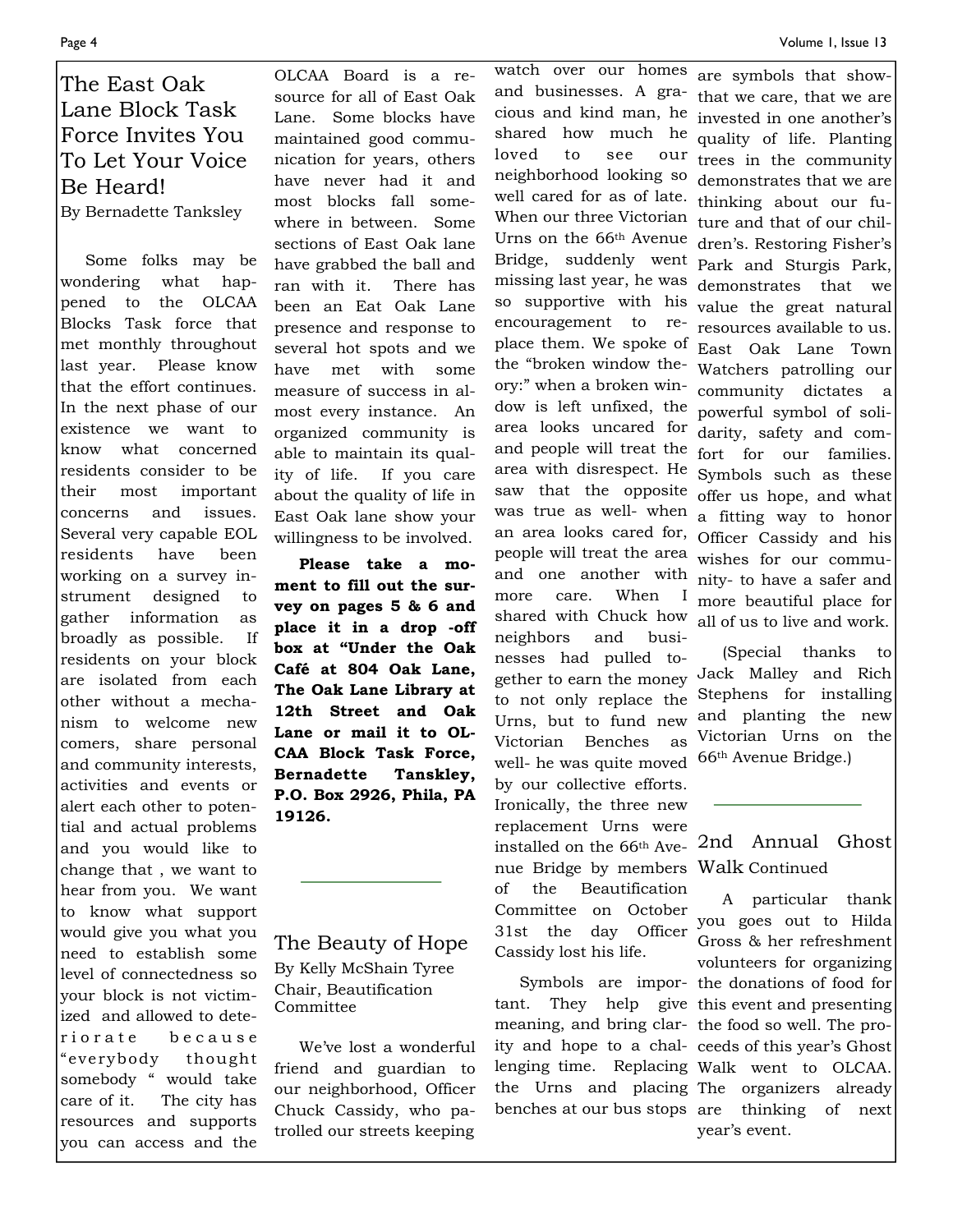# The East Oak Lane Block Task Force Invites You To Let Your Voice Be Heard!

By Bernadette Tanksley

Some folks may be wondering what happened to the OLCAA Blocks Task force that met monthly throughout last year. Please know that the effort continues. In the next phase of our existence we want to know what concerned residents consider to be their most important concerns and issues. Several very capable EOL residents have been working on a survey instrument designed to gather information as broadly as possible. If residents on your block are isolated from each other without a mechanism to welcome new comers, share personal and community interests, activities and events or alert each other to potential and actual problems and you would like to change that , we want to hear from you. We want to know what support would give you what you need to establish some level of connectedness so your block is not victimized and allowed to deteriorate because "everybody thought somebody " would take care of it. The city has resources and supports you can access and the OLCAA Board is a resource for all of East Oak Lane. Some blocks have maintained good communication for years, others have never had it and most blocks fall somewhere in between. Some sections of East Oak lane have grabbed the ball and ran with it. There has been an Eat Oak Lane presence and response to several hot spots and we have met with some measure of success in almost every instance. An organized community is able to maintain its quality of life. If you care about the quality of life in East Oak lane show your willingness to be involved.

**Please take a moment to fill out the survey on pages 5 & 6 and place it in a drop -off box at "Under the Oak Café at 804 Oak Lane, The Oak Lane Library at 12th Street and Oak Lane or mail it to OLCAA Block Task Force, Bernadette Tanskley, P.O. Box 2926, Phila, PA 19126.**

---

# The Beauty of Hope

By Kelly McShain Tyree
Chair, Beautification Committee

We've lost a wonderful friend and guardian to our neighborhood, Officer Chuck Cassidy, who patrolled our streets keeping watch over our homes and businesses. A gracious and kind man, he shared how much he loved to see our neighborhood looking so well cared for as of late. When our three Victorian Urns on the 66th Avenue Bridge, suddenly went missing last year, he was so supportive with his encouragement to replace them. We spoke of the "broken window theory:" when a broken window is left unfixed, the area looks uncared for and people will treat the area with disrespect. He saw that the opposite was true as well- when an area looks cared for, people will treat the area and one another with more care. When I shared with Chuck how neighbors and businesses had pulled together to earn the money to not only replace the Urns, but to fund new Victorian Benches as well- he was quite moved by our collective efforts. Ironically, the three new replacement Urns were installed on the 66th Avenue Bridge by members of the Beautification Committee on October 31st the day Officer Cassidy lost his life.

Symbols are important. They help give meaning, and bring clarity and hope to a challenging time. Replacing the Urns and placing benches at our bus stops are symbols that show-that we care, that we are invested in one another's quality of life. Planting trees in the community demonstrates that we are thinking about our future and that of our children's. Restoring Fisher's Park and Sturgis Park, demonstrates that we value the great natural resources available to us. East Oak Lane Town Watchers patrolling our community dictates a powerful symbol of solidarity, safety and comfort for our families. Symbols such as these offer us hope, and what a fitting way to honor Officer Cassidy and his wishes for our community- to have a safer and more beautiful place for all of us to live and work.

(Special thanks to Jack Malley and Rich Stephens for installing and planting the new Victorian Urns on the 66th Avenue Bridge.)

---

# 2nd Annual Ghost Walk Continued

A particular thank you goes out to Hilda Gross & her refreshment volunteers for organizing the donations of food for this event and presenting the food so well. The proceeds of this year's Ghost Walk went to OLCAA. The organizers already are thinking of next year's event.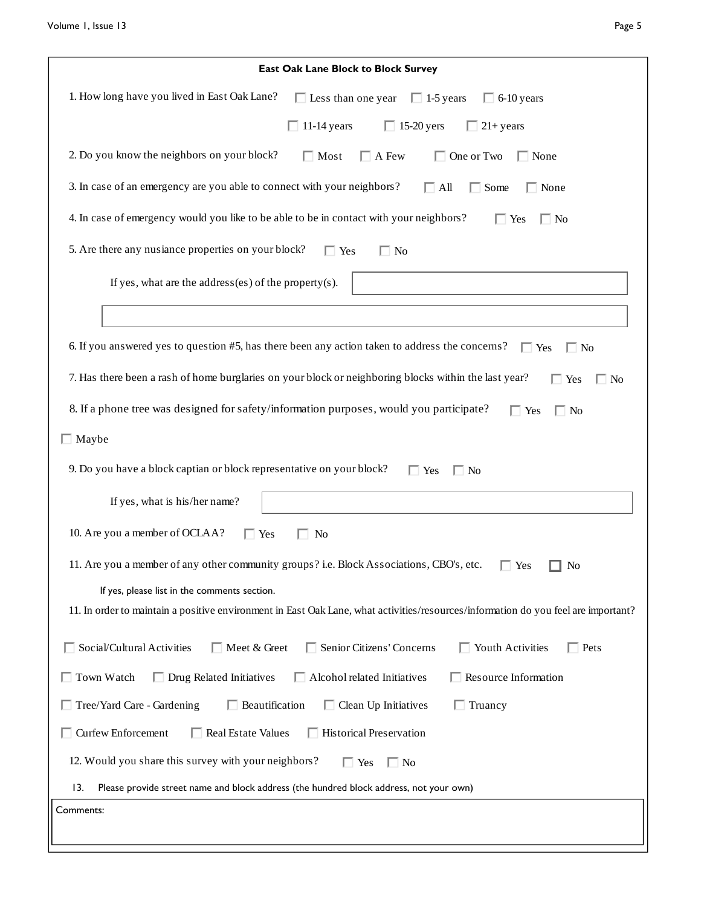## East Oak Lane Block to Block Survey

1. How long have you lived in East Oak Lane? ☐ Less than one year ☐ 1-5 years ☐ 6-10 years ☐ 11-14 years ☐ 15-20 yers ☐ 21+ years

2. Do you know the neighbors on your block? ☐ Most ☐ A Few ☐ One or Two ☐ None

3. In case of an emergency are you able to connect with your neighbors? ☐ All ☐ Some ☐ None

4. In case of emergency would you like to be able to be in contact with your neighbors? ☐ Yes ☐ No

5. Are there any nusiance properties on your block? ☐ Yes ☐ No

   If yes, what are the address(es) of the property(s). ____________________

6. If you answered yes to question #5, has there been any action taken to address the concerns? ☐ Yes ☐ No

7. Has there been a rash of home burglaries on your block or neighboring blocks within the last year? ☐ Yes ☐ No

8. If a phone tree was designed for safety/information purposes, would you participate? ☐ Yes ☐ No ☐ Maybe

9. Do you have a block captian or block representative on your block? ☐ Yes ☐ No

   If yes, what is his/her name? ____________________

10. Are you a member of OCLAA? ☐ Yes ☐ No

11. Are you a member of any other community groups? i.e. Block Associations, CBO's, etc. ☐ Yes ☐ No

    If yes, please list in the comments section.

11. In order to maintain a positive environment in East Oak Lane, what activities/resources/information do you feel are important?

☐ Social/Cultural Activities ☐ Meet & Greet ☐ Senior Citizens' Concerns ☐ Youth Activities ☐ Pets

☐ Town Watch ☐ Drug Related Initiatives ☐ Alcohol related Initiatives ☐ Resource Information

☐ Tree/Yard Care - Gardening ☐ Beautification ☐ Clean Up Initiatives ☐ Truancy

☐ Curfew Enforcement ☐ Real Estate Values ☐ Historical Preservation

12. Would you share this survey with your neighbors? ☐ Yes ☐ No

13. Please provide street name and block address (the hundred block address, not your own)

Comments: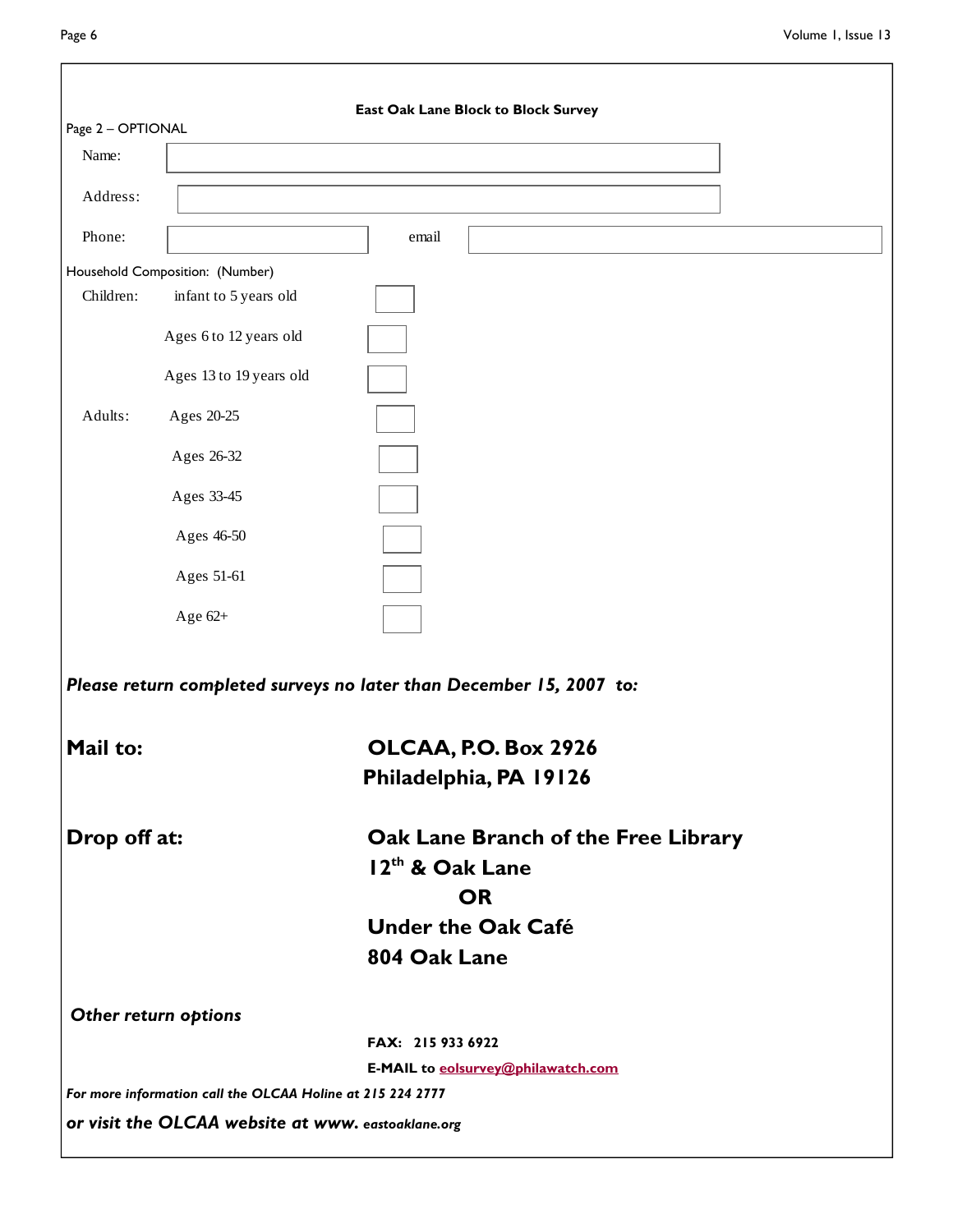**East Oak Lane Block to Block Survey**

Page 2 – OPTIONAL

Name:

Address:

Phone: email

Household Composition: (Number)

Children: infant to 5 years old

Ages 6 to 12 years old

Ages 13 to 19 years old

Adults: Ages 20-25

Ages 26-32

Ages 33-45

Ages 46-50

Ages 51-61

Age 62+

***Please return completed surveys no later than December 15, 2007 to:***

**Mail to:** **OLCAA, P.O. Box 2926**
**Philadelphia, PA 19126**

**Drop off at:** **Oak Lane Branch of the Free Library**
**12th & Oak Lane**
**OR**
**Under the Oak Café**
**804 Oak Lane**

***Other return options***

**FAX: 215 933 6922**

**E-MAIL to eolsurvey@philawatch.com**

***For more information call the OLCAA Holine at 215 224 2777***

***or visit the OLCAA website at www. eastoaklane.org***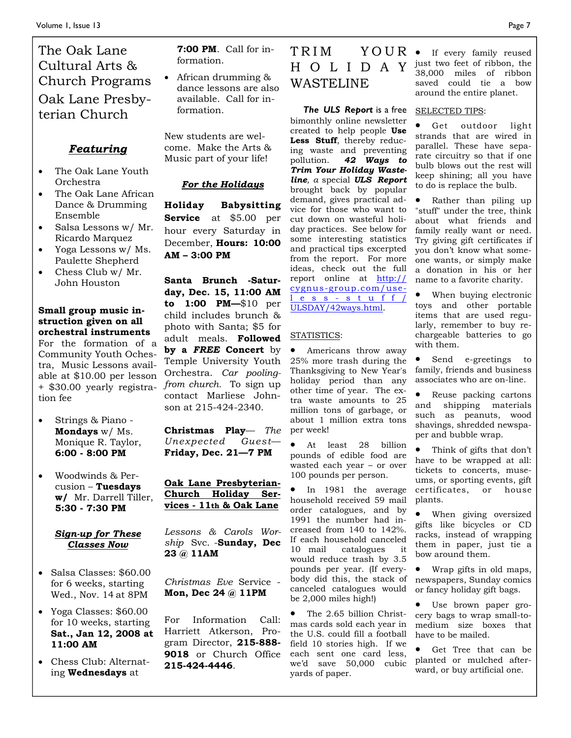# The Oak Lane Cultural Arts & Church Programs

## Oak Lane Presbyterian Church

### ***Featuring***

- The Oak Lane Youth Orchestra
- The Oak Lane African Dance & Drumming Ensemble
- Salsa Lessons w/ Mr. Ricardo Marquez
- Yoga Lessons w/ Ms. Paulette Shepherd
- Chess Club w/ Mr. John Houston

**Small group music instruction given on all orchestral instruments**
For the formation of a Community Youth Ochestra, Music Lessons available at $10.00 per lesson + $30.00 yearly registration fee

- Strings & Piano - **Mondays** w/ Ms. Monique R. Taylor, **6:00 - 8:00 PM**

- Woodwinds & Percussion – **Tuesdays w/** Mr. Darrell Tiller, **5:30 - 7:30 PM**

### ***Sign-up for These Classes Now***

- Salsa Classes: $60.00 for 6 weeks, starting Wed., Nov. 14 at 8PM
- Yoga Classes: $60.00 for 10 weeks, starting **Sat., Jan 12, 2008 at 11:00 AM**
- Chess Club: Alternating **Wednesdays** at **7:00 PM**. Call for information.
- African drumming & dance lessons are also available. Call for information.

New students are welcome. Make the Arts & Music part of your life!

### ***For the Holidays***

**Holiday Babysitting Service** at $5.00 per hour every Saturday in December, **Hours: 10:00 AM – 3:00 PM**

**Santa Brunch -Saturday, Dec. 15, 11:00 AM to 1:00 PM**—$10 per child includes brunch & photo with Santa; $5 for adult meals. **Followed by a *FREE* Concert** by Temple University Youth Orchestra. *Car pooling-from church.* To sign up contact Marliese Johnson at 215-424-2340.

**Christmas Play**— *The Unexpected Guest*—**Friday, Dec. 21—7 PM**

**Oak Lane Presbyterian Church Holiday Services - 11th & Oak Lane**

*Lessons & Carols Worship* Svc. -**Sunday, Dec 23 @ 11AM**

*Christmas Eve* Service - **Mon, Dec 24 @ 11PM**

For Information Call: Harriett Atkerson, Program Director, **215-888-9018** or Church Office **215-424-4446**.

# TRIM YOUR HOLIDAY WASTELINE

***The ULS Report*** is a free bimonthly online newsletter created to help people **Use Less Stuff**, thereby reducing waste and preventing pollution. ***42 Ways to Trim Your Holiday Wasteline****, a special* ***ULS Report*** brought back by popular demand, gives practical advice for those who want to cut down on wasteful holiday practices. See below for some interesting statistics and practical tips excerpted from the report. For more ideas, check out the full report online at http://cygnus-group.com/use-less-stuff/ULSDAY/42ways.html.

STATISTICS:

- Americans throw away 25% more trash during the Thanksgiving to New Year's holiday period than any other time of year. The extra waste amounts to 25 million tons of garbage, or about 1 million extra tons per week!
- At least 28 billion pounds of edible food are wasted each year – or over 100 pounds per person.
- In 1981 the average household received 59 mail order catalogues, and by 1991 the number had increased from 140 to 142%. If each household canceled 10 mail catalogues it would reduce trash by 3.5 pounds per year. (If everybody did this, the stack of canceled catalogues would be 2,000 miles high!)
- The 2.65 billion Christmas cards sold each year in the U.S. could fill a football field 10 stories high. If we each sent one card less, we'd save 50,000 cubic yards of paper.
- If every family reused just two feet of ribbon, the 38,000 miles of ribbon saved could tie a bow around the entire planet.

SELECTED TIPS:

- Get outdoor light strands that are wired in parallel. These have separate circuitry so that if one bulb blows out the rest will keep shining; all you have to do is replace the bulb.
- Rather than piling up "stuff" under the tree, think about what friends and family really want or need. Try giving gift certificates if you don't know what someone wants, or simply make a donation in his or her name to a favorite charity.
- When buying electronic toys and other portable items that are used regularly, remember to buy rechargeable batteries to go with them.
- Send e-greetings to family, friends and business associates who are on-line.
- Reuse packing cartons and shipping materials such as peanuts, wood shavings, shredded newspaper and bubble wrap.
- Think of gifts that don't have to be wrapped at all: tickets to concerts, museums, or sporting events, gift certificates, or house plants.
- When giving oversized gifts like bicycles or CD racks, instead of wrapping them in paper, just tie a bow around them.
- Wrap gifts in old maps, newspapers, Sunday comics or fancy holiday gift bags.
- Use brown paper grocery bags to wrap small-to-medium size boxes that have to be mailed.
- Get Tree that can be planted or mulched afterward, or buy artificial one.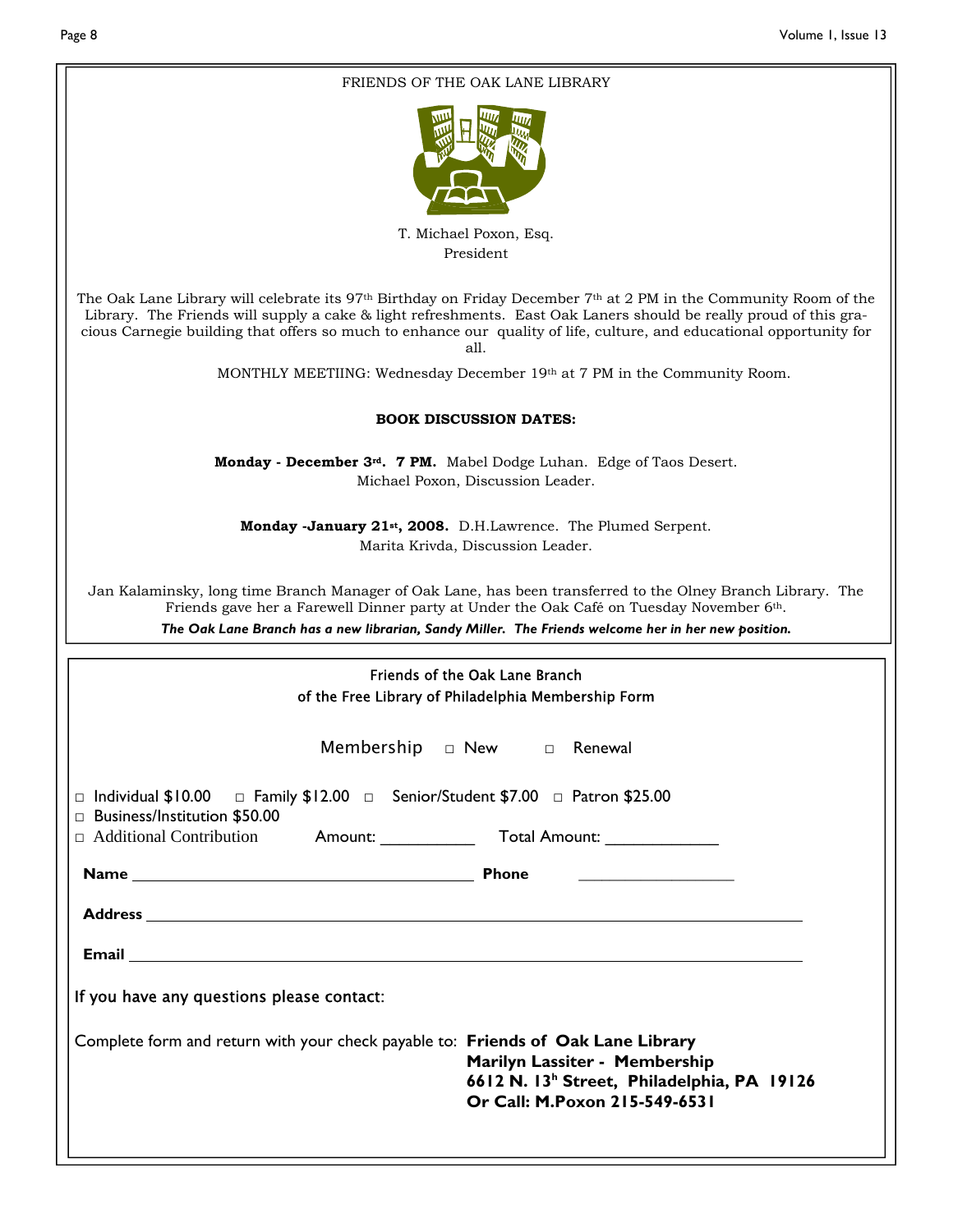FRIENDS OF THE OAK LANE LIBRARY

T. Michael Poxon, Esq.
President

The Oak Lane Library will celebrate its 97th Birthday on Friday December 7th at 2 PM in the Community Room of the Library. The Friends will supply a cake & light refreshments. East Oak Laners should be really proud of this gracious Carnegie building that offers so much to enhance our quality of life, culture, and educational opportunity for all.

MONTHLY MEETIING: Wednesday December 19th at 7 PM in the Community Room.

**BOOK DISCUSSION DATES:**

**Monday - December 3rd. 7 PM.** Mabel Dodge Luhan. Edge of Taos Desert.
Michael Poxon, Discussion Leader.

**Monday -January 21st, 2008.** D.H.Lawrence. The Plumed Serpent.
Marita Krivda, Discussion Leader.

Jan Kalaminsky, long time Branch Manager of Oak Lane, has been transferred to the Olney Branch Library. The Friends gave her a Farewell Dinner party at Under the Oak Café on Tuesday November 6th.

***The Oak Lane Branch has a new librarian, Sandy Miller. The Friends welcome her in her new position.***

---

Friends of the Oak Lane Branch
of the Free Library of Philadelphia Membership Form

Membership □ New □ Renewal

□ Individual \$10.00 □ Family \$12.00 □ Senior/Student \$7.00 □ Patron \$25.00
□ Business/Institution \$50.00
□ Additional Contribution Amount: ___________ Total Amount: _____________

**Name** ___________________________________________ **Phone** ___________________

**Address** ______________________________________________________________________

**Email** ________________________________________________________________________

If you have any questions please contact:

Complete form and return with your check payable to: **Friends of Oak Lane Library**
**Marilyn Lassiter - Membership**
**6612 N. 13h Street, Philadelphia, PA 19126**
**Or Call: M.Poxon 215-549-6531**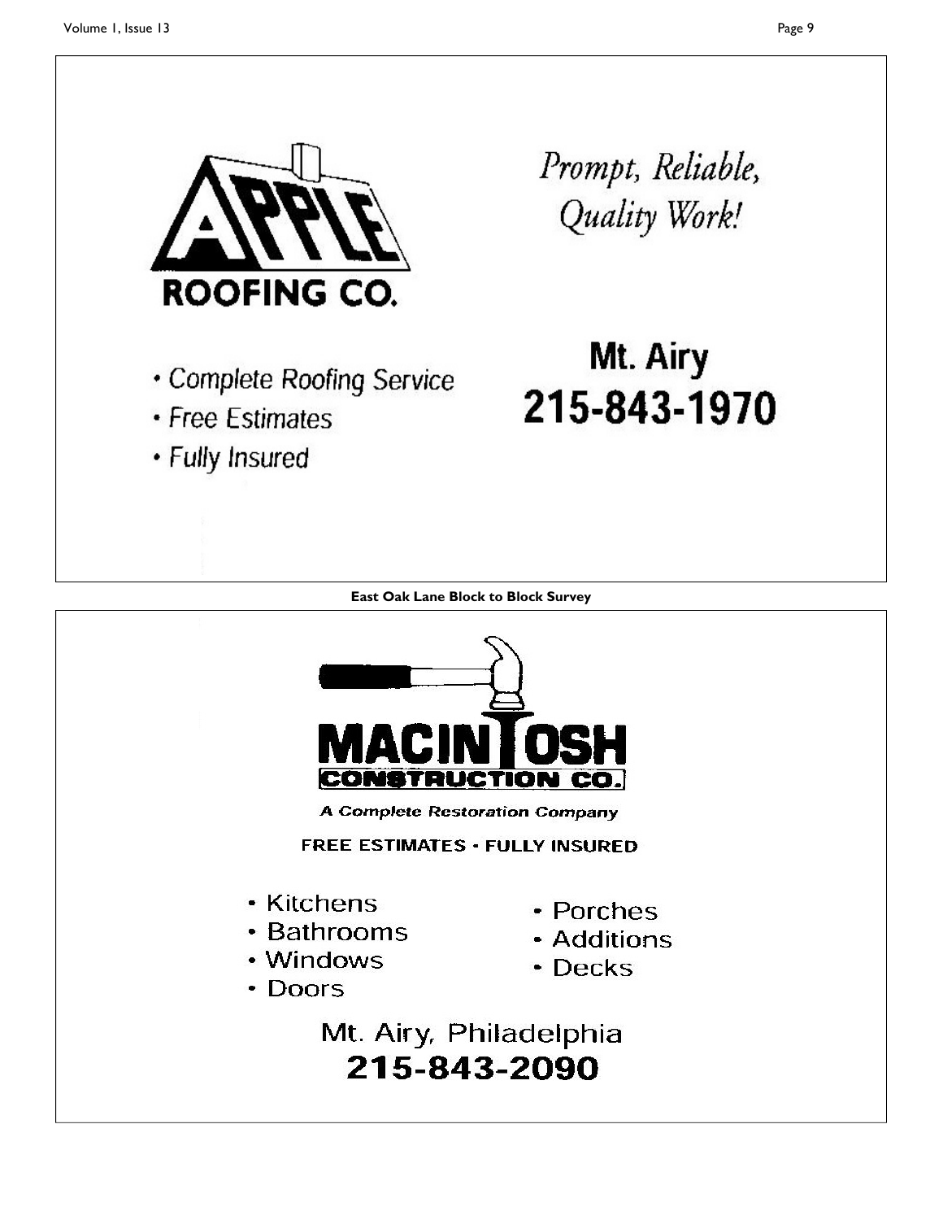**APPLE ROOFING CO.**

*Prompt, Reliable, Quality Work!*

- Complete Roofing Service
- Free Estimates
- Fully Insured

**Mt. Airy**
**215-843-1970**

**East Oak Lane Block to Block Survey**

**MACINTOSH CONSTRUCTION CO.**

*A Complete Restoration Company*

FREE ESTIMATES • FULLY INSURED

- Kitchens
- Bathrooms
- Windows
- Doors
- Porches
- Additions
- Decks

Mt. Airy, Philadelphia
**215-843-2090**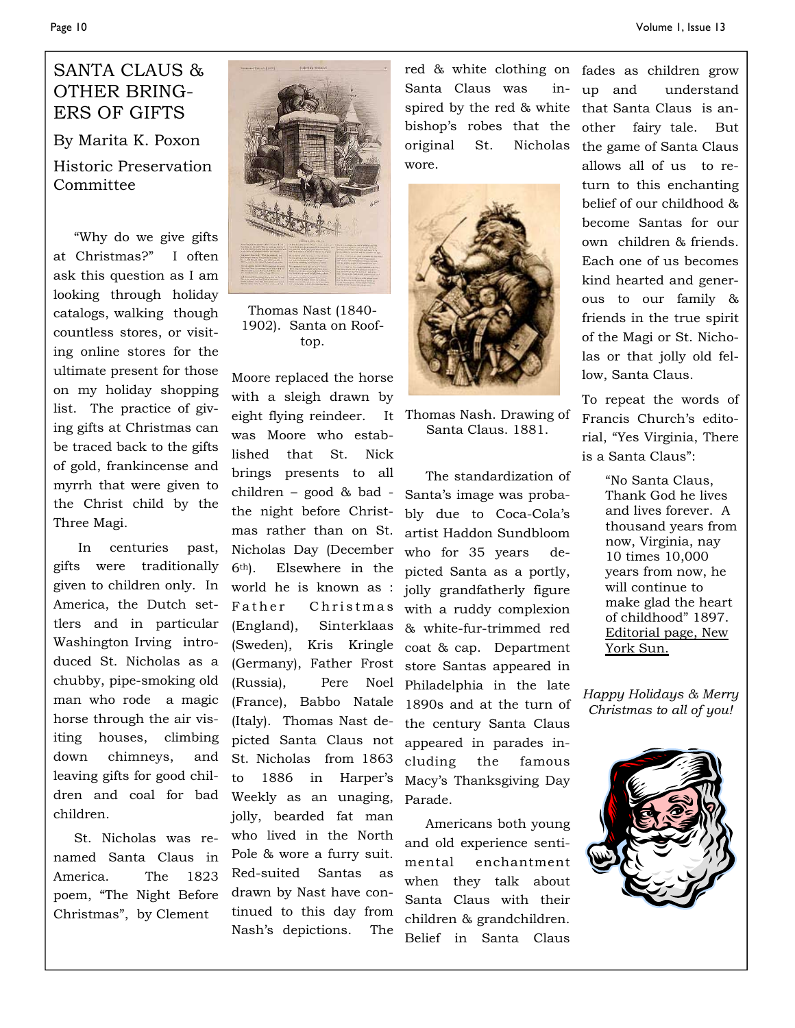# SANTA CLAUS & OTHER BRINGERS OF GIFTS

By Marita K. Poxon

Historic Preservation Committee

"Why do we give gifts at Christmas?" I often ask this question as I am looking through holiday catalogs, walking though countless stores, or visiting online stores for the ultimate present for those on my holiday shopping list. The practice of giving gifts at Christmas can be traced back to the gifts of gold, frankincense and myrrh that were given to the Christ child by the Three Magi.

In centuries past, gifts were traditionally given to children only. In America, the Dutch settlers and in particular Washington Irving introduced St. Nicholas as a chubby, pipe-smoking old man who rode a magic horse through the air visiting houses, climbing down chimneys, and leaving gifts for good children and coal for bad children.

St. Nicholas was renamed Santa Claus in America. The 1823 poem, "The Night Before Christmas", by Clement Moore replaced the horse with a sleigh drawn by eight flying reindeer. It was Moore who established that St. Nick brings presents to all children – good & bad - the night before Christmas rather than on St. Nicholas Day (December 6th). Elsewhere in the world he is known as : Father Christmas (England), Sinterklaas (Sweden), Kris Kringle (Germany), Father Frost (Russia), Pere Noel (France), Babbo Natale (Italy). Thomas Nast depicted Santa Claus not St. Nicholas from 1863 to 1886 in Harper's Weekly as an unaging, jolly, bearded fat man who lived in the North Pole & wore a furry suit. Red-suited Santas as drawn by Nast have continued to this day from Nash's depictions. The red & white clothing on Santa Claus was inspired by the red & white bishop's robes that the original St. Nicholas wore.

Thomas Nast (1840-1902). Santa on Rooftop.

Thomas Nash. Drawing of Santa Claus. 1881.

The standardization of Santa's image was probably due to Coca-Cola's artist Haddon Sundbloom who for 35 years depicted Santa as a portly, jolly grandfatherly figure with a ruddy complexion & white-fur-trimmed red coat & cap. Department store Santas appeared in Philadelphia in the late 1890s and at the turn of the century Santa Claus appeared in parades including the famous Macy's Thanksgiving Day Parade.

Americans both young and old experience sentimental enchantment when they talk about Santa Claus with their children & grandchildren. Belief in Santa Claus fades as children grow up and understand that Santa Claus is another fairy tale. But the game of Santa Claus allows all of us to return to this enchanting belief of our childhood & become Santas for our own children & friends. Each one of us becomes kind hearted and generous to our family & friends in the true spirit of the Magi or St. Nicholas or that jolly old fellow, Santa Claus.

To repeat the words of Francis Church's editorial, "Yes Virginia, There is a Santa Claus":

> "No Santa Claus, Thank God he lives and lives forever. A thousand years from now, Virginia, nay 10 times 10,000 years from now, he will continue to make glad the heart of childhood" 1897. Editorial page, New York Sun.

*Happy Holidays & Merry Christmas to all of you!*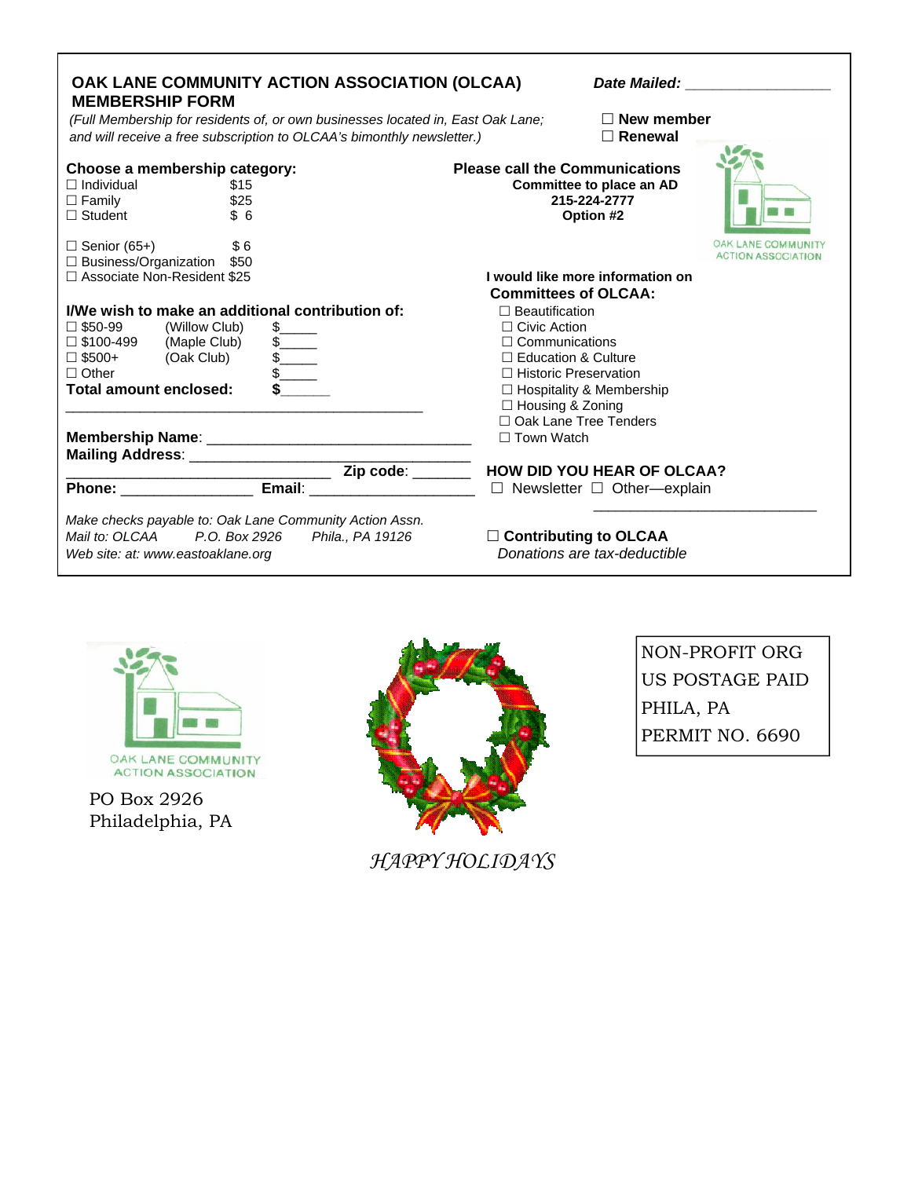## OAK LANE COMMUNITY ACTION ASSOCIATION (OLCAA) MEMBERSHIP FORM

***Date Mailed:*** __________________

*(Full Membership for residents of, or own businesses located in, East Oak Lane; and will receive a free subscription to OLCAA's bimonthly newsletter.)*

☐ **New member**
☐ **Renewal**

**Choose a membership category:**

☐ Individual $15
☐ Family $25
☐ Student $ 6

☐ Senior (65+) $ 6
☐ Business/Organization $50
☐ Associate Non-Resident $25

**Please call the Communications Committee to place an AD**
**215-224-2777**
**Option #2**

OAK LANE COMMUNITY ACTION ASSOCIATION

**I/We wish to make an additional contribution of:**

☐ $50-99 (Willow Club) $_____
☐ $100-499 (Maple Club) $_____
☐ $500+ (Oak Club) $_____
☐ Other $_____
**Total amount enclosed:** **$**______

______________________________________________

**Membership Name**: _________________________________
**Mailing Address**: __________________________________
_______________________________ **Zip code**: _______
**Phone:** _______________ **Email**: ____________________

**I would like more information on Committees of OLCAA:**

☐ Beautification
☐ Civic Action
☐ Communications
☐ Education & Culture
☐ Historic Preservation
☐ Hospitality & Membership
☐ Housing & Zoning
☐ Oak Lane Tree Tenders
☐ Town Watch

**HOW DID YOU HEAR OF OLCAA?**
☐ Newsletter ☐ Other—explain
____________________________

*Make checks payable to: Oak Lane Community Action Assn.*
*Mail to: OLCAA P.O. Box 2926 Phila., PA 19126*
*Web site: at: www.eastoaklane.org*

☐ **Contributing to OLCAA**
*Donations are tax-deductible*

OAK LANE COMMUNITY ACTION ASSOCIATION

PO Box 2926
Philadelphia, PA

*HAPPY HOLIDAYS*

NON-PROFIT ORG
US POSTAGE PAID
PHILA, PA
PERMIT NO. 6690